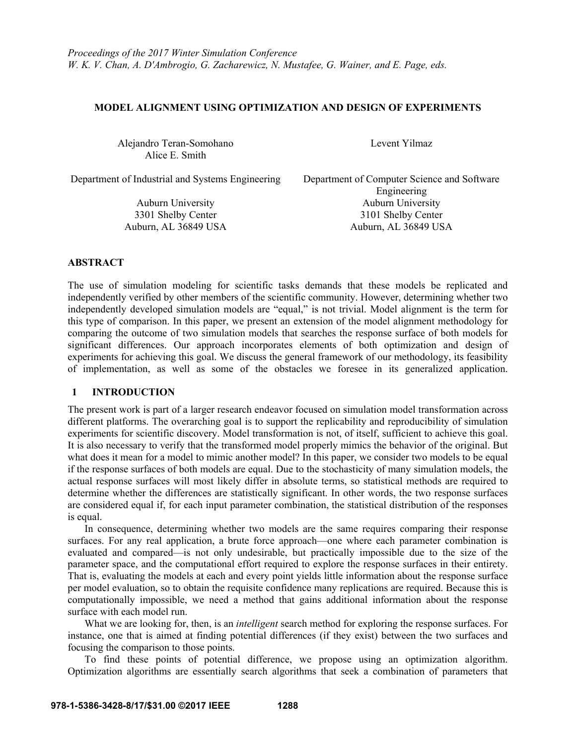*Proceedings of the 2017 Winter Simulation Conference*
*W. K. V. Chan, A. D'Ambrogio, G. Zacharewicz, N. Mustafee, G. Wainer, and E. Page, eds.*

# MODEL ALIGNMENT USING OPTIMIZATION AND DESIGN OF EXPERIMENTS

Alejandro Teran-Somohano
Alice E. Smith

Department of Industrial and Systems Engineering

Auburn University
3301 Shelby Center
Auburn, AL 36849 USA

Levent Yilmaz

Department of Computer Science and Software Engineering
Auburn University
3101 Shelby Center
Auburn, AL 36849 USA

## ABSTRACT

The use of simulation modeling for scientific tasks demands that these models be replicated and independently verified by other members of the scientific community. However, determining whether two independently developed simulation models are "equal," is not trivial. Model alignment is the term for this type of comparison. In this paper, we present an extension of the model alignment methodology for comparing the outcome of two simulation models that searches the response surface of both models for significant differences. Our approach incorporates elements of both optimization and design of experiments for achieving this goal. We discuss the general framework of our methodology, its feasibility of implementation, as well as some of the obstacles we foresee in its generalized application.

## 1 INTRODUCTION

The present work is part of a larger research endeavor focused on simulation model transformation across different platforms. The overarching goal is to support the replicability and reproducibility of simulation experiments for scientific discovery. Model transformation is not, of itself, sufficient to achieve this goal. It is also necessary to verify that the transformed model properly mimics the behavior of the original. But what does it mean for a model to mimic another model? In this paper, we consider two models to be equal if the response surfaces of both models are equal. Due to the stochasticity of many simulation models, the actual response surfaces will most likely differ in absolute terms, so statistical methods are required to determine whether the differences are statistically significant. In other words, the two response surfaces are considered equal if, for each input parameter combination, the statistical distribution of the responses is equal.

In consequence, determining whether two models are the same requires comparing their response surfaces. For any real application, a brute force approach—one where each parameter combination is evaluated and compared—is not only undesirable, but practically impossible due to the size of the parameter space, and the computational effort required to explore the response surfaces in their entirety. That is, evaluating the models at each and every point yields little information about the response surface per model evaluation, so to obtain the requisite confidence many replications are required. Because this is computationally impossible, we need a method that gains additional information about the response surface with each model run.

What we are looking for, then, is an *intelligent* search method for exploring the response surfaces. For instance, one that is aimed at finding potential differences (if they exist) between the two surfaces and focusing the comparison to those points.

To find these points of potential difference, we propose using an optimization algorithm. Optimization algorithms are essentially search algorithms that seek a combination of parameters that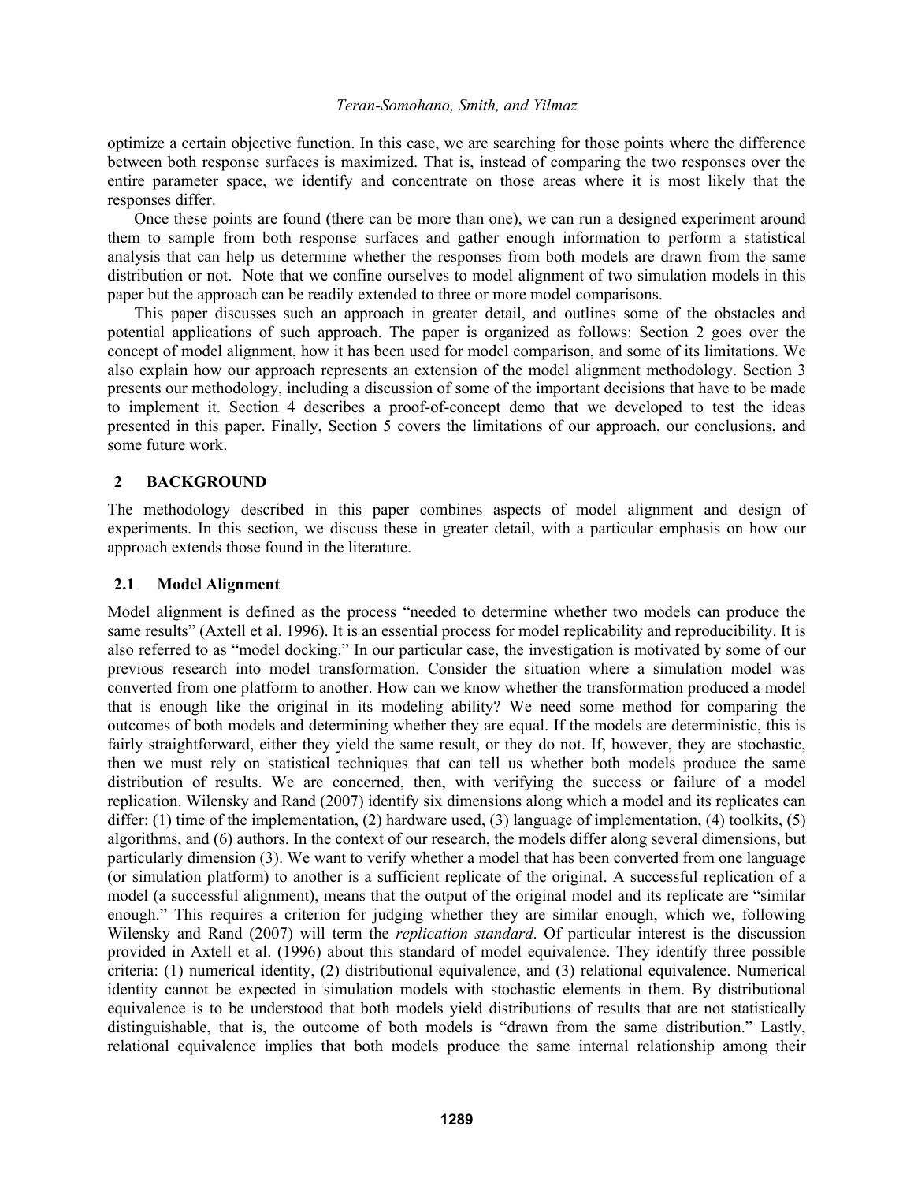optimize a certain objective function. In this case, we are searching for those points where the difference between both response surfaces is maximized. That is, instead of comparing the two responses over the entire parameter space, we identify and concentrate on those areas where it is most likely that the responses differ.

Once these points are found (there can be more than one), we can run a designed experiment around them to sample from both response surfaces and gather enough information to perform a statistical analysis that can help us determine whether the responses from both models are drawn from the same distribution or not. Note that we confine ourselves to model alignment of two simulation models in this paper but the approach can be readily extended to three or more model comparisons.

This paper discusses such an approach in greater detail, and outlines some of the obstacles and potential applications of such approach. The paper is organized as follows: Section 2 goes over the concept of model alignment, how it has been used for model comparison, and some of its limitations. We also explain how our approach represents an extension of the model alignment methodology. Section 3 presents our methodology, including a discussion of some of the important decisions that have to be made to implement it. Section 4 describes a proof-of-concept demo that we developed to test the ideas presented in this paper. Finally, Section 5 covers the limitations of our approach, our conclusions, and some future work.

## 2 BACKGROUND

The methodology described in this paper combines aspects of model alignment and design of experiments. In this section, we discuss these in greater detail, with a particular emphasis on how our approach extends those found in the literature.

### 2.1 Model Alignment

Model alignment is defined as the process "needed to determine whether two models can produce the same results" (Axtell et al. 1996). It is an essential process for model replicability and reproducibility. It is also referred to as "model docking." In our particular case, the investigation is motivated by some of our previous research into model transformation. Consider the situation where a simulation model was converted from one platform to another. How can we know whether the transformation produced a model that is enough like the original in its modeling ability? We need some method for comparing the outcomes of both models and determining whether they are equal. If the models are deterministic, this is fairly straightforward, either they yield the same result, or they do not. If, however, they are stochastic, then we must rely on statistical techniques that can tell us whether both models produce the same distribution of results. We are concerned, then, with verifying the success or failure of a model replication. Wilensky and Rand (2007) identify six dimensions along which a model and its replicates can differ: (1) time of the implementation, (2) hardware used, (3) language of implementation, (4) toolkits, (5) algorithms, and (6) authors. In the context of our research, the models differ along several dimensions, but particularly dimension (3). We want to verify whether a model that has been converted from one language (or simulation platform) to another is a sufficient replicate of the original. A successful replication of a model (a successful alignment), means that the output of the original model and its replicate are "similar enough." This requires a criterion for judging whether they are similar enough, which we, following Wilensky and Rand (2007) will term the *replication standard*. Of particular interest is the discussion provided in Axtell et al. (1996) about this standard of model equivalence. They identify three possible criteria: (1) numerical identity, (2) distributional equivalence, and (3) relational equivalence. Numerical identity cannot be expected in simulation models with stochastic elements in them. By distributional equivalence is to be understood that both models yield distributions of results that are not statistically distinguishable, that is, the outcome of both models is "drawn from the same distribution." Lastly, relational equivalence implies that both models produce the same internal relationship among their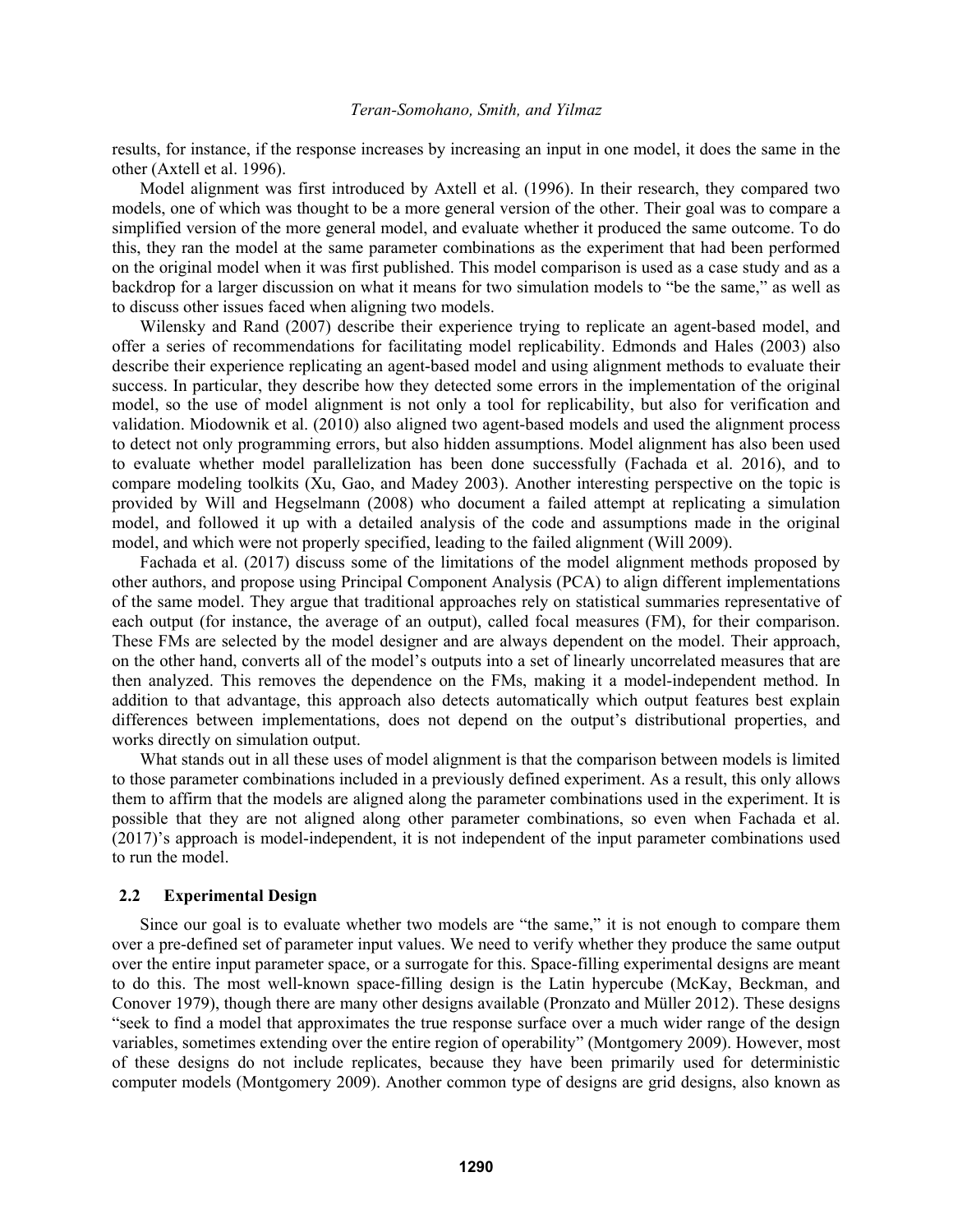results, for instance, if the response increases by increasing an input in one model, it does the same in the other (Axtell et al. 1996).

Model alignment was first introduced by Axtell et al. (1996). In their research, they compared two models, one of which was thought to be a more general version of the other. Their goal was to compare a simplified version of the more general model, and evaluate whether it produced the same outcome. To do this, they ran the model at the same parameter combinations as the experiment that had been performed on the original model when it was first published. This model comparison is used as a case study and as a backdrop for a larger discussion on what it means for two simulation models to "be the same," as well as to discuss other issues faced when aligning two models.

Wilensky and Rand (2007) describe their experience trying to replicate an agent-based model, and offer a series of recommendations for facilitating model replicability. Edmonds and Hales (2003) also describe their experience replicating an agent-based model and using alignment methods to evaluate their success. In particular, they describe how they detected some errors in the implementation of the original model, so the use of model alignment is not only a tool for replicability, but also for verification and validation. Miodownik et al. (2010) also aligned two agent-based models and used the alignment process to detect not only programming errors, but also hidden assumptions. Model alignment has also been used to evaluate whether model parallelization has been done successfully (Fachada et al. 2016), and to compare modeling toolkits (Xu, Gao, and Madey 2003). Another interesting perspective on the topic is provided by Will and Hegselmann (2008) who document a failed attempt at replicating a simulation model, and followed it up with a detailed analysis of the code and assumptions made in the original model, and which were not properly specified, leading to the failed alignment (Will 2009).

Fachada et al. (2017) discuss some of the limitations of the model alignment methods proposed by other authors, and propose using Principal Component Analysis (PCA) to align different implementations of the same model. They argue that traditional approaches rely on statistical summaries representative of each output (for instance, the average of an output), called focal measures (FM), for their comparison. These FMs are selected by the model designer and are always dependent on the model. Their approach, on the other hand, converts all of the model's outputs into a set of linearly uncorrelated measures that are then analyzed. This removes the dependence on the FMs, making it a model-independent method. In addition to that advantage, this approach also detects automatically which output features best explain differences between implementations, does not depend on the output's distributional properties, and works directly on simulation output.

What stands out in all these uses of model alignment is that the comparison between models is limited to those parameter combinations included in a previously defined experiment. As a result, this only allows them to affirm that the models are aligned along the parameter combinations used in the experiment. It is possible that they are not aligned along other parameter combinations, so even when Fachada et al. (2017)'s approach is model-independent, it is not independent of the input parameter combinations used to run the model.

### 2.2 Experimental Design

Since our goal is to evaluate whether two models are "the same," it is not enough to compare them over a pre-defined set of parameter input values. We need to verify whether they produce the same output over the entire input parameter space, or a surrogate for this. Space-filling experimental designs are meant to do this. The most well-known space-filling design is the Latin hypercube (McKay, Beckman, and Conover 1979), though there are many other designs available (Pronzato and Müller 2012). These designs "seek to find a model that approximates the true response surface over a much wider range of the design variables, sometimes extending over the entire region of operability" (Montgomery 2009). However, most of these designs do not include replicates, because they have been primarily used for deterministic computer models (Montgomery 2009). Another common type of designs are grid designs, also known as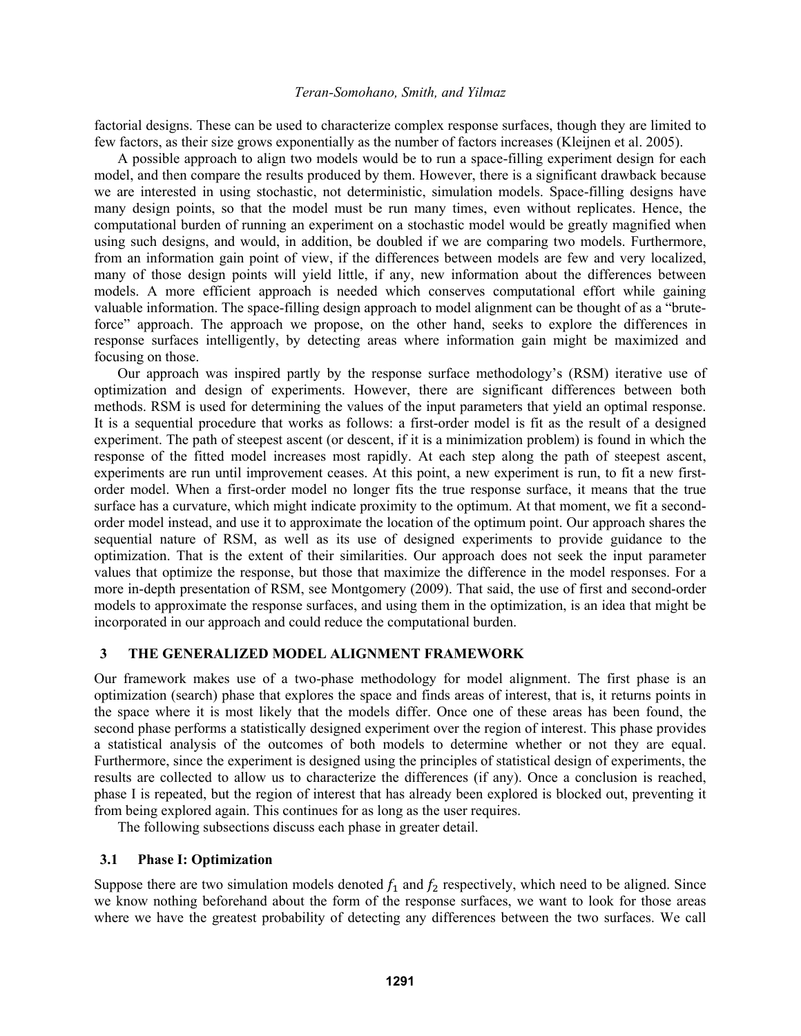factorial designs. These can be used to characterize complex response surfaces, though they are limited to few factors, as their size grows exponentially as the number of factors increases (Kleijnen et al. 2005).

A possible approach to align two models would be to run a space-filling experiment design for each model, and then compare the results produced by them. However, there is a significant drawback because we are interested in using stochastic, not deterministic, simulation models. Space-filling designs have many design points, so that the model must be run many times, even without replicates. Hence, the computational burden of running an experiment on a stochastic model would be greatly magnified when using such designs, and would, in addition, be doubled if we are comparing two models. Furthermore, from an information gain point of view, if the differences between models are few and very localized, many of those design points will yield little, if any, new information about the differences between models. A more efficient approach is needed which conserves computational effort while gaining valuable information. The space-filling design approach to model alignment can be thought of as a "brute-force" approach. The approach we propose, on the other hand, seeks to explore the differences in response surfaces intelligently, by detecting areas where information gain might be maximized and focusing on those.

Our approach was inspired partly by the response surface methodology's (RSM) iterative use of optimization and design of experiments. However, there are significant differences between both methods. RSM is used for determining the values of the input parameters that yield an optimal response. It is a sequential procedure that works as follows: a first-order model is fit as the result of a designed experiment. The path of steepest ascent (or descent, if it is a minimization problem) is found in which the response of the fitted model increases most rapidly. At each step along the path of steepest ascent, experiments are run until improvement ceases. At this point, a new experiment is run, to fit a new first-order model. When a first-order model no longer fits the true response surface, it means that the true surface has a curvature, which might indicate proximity to the optimum. At that moment, we fit a second-order model instead, and use it to approximate the location of the optimum point. Our approach shares the sequential nature of RSM, as well as its use of designed experiments to provide guidance to the optimization. That is the extent of their similarities. Our approach does not seek the input parameter values that optimize the response, but those that maximize the difference in the model responses. For a more in-depth presentation of RSM, see Montgomery (2009). That said, the use of first and second-order models to approximate the response surfaces, and using them in the optimization, is an idea that might be incorporated in our approach and could reduce the computational burden.

## 3 THE GENERALIZED MODEL ALIGNMENT FRAMEWORK

Our framework makes use of a two-phase methodology for model alignment. The first phase is an optimization (search) phase that explores the space and finds areas of interest, that is, it returns points in the space where it is most likely that the models differ. Once one of these areas has been found, the second phase performs a statistically designed experiment over the region of interest. This phase provides a statistical analysis of the outcomes of both models to determine whether or not they are equal. Furthermore, since the experiment is designed using the principles of statistical design of experiments, the results are collected to allow us to characterize the differences (if any). Once a conclusion is reached, phase I is repeated, but the region of interest that has already been explored is blocked out, preventing it from being explored again. This continues for as long as the user requires.

The following subsections discuss each phase in greater detail.

### 3.1 Phase I: Optimization

Suppose there are two simulation models denoted $f_1$ and $f_2$ respectively, which need to be aligned. Since we know nothing beforehand about the form of the response surfaces, we want to look for those areas where we have the greatest probability of detecting any differences between the two surfaces. We call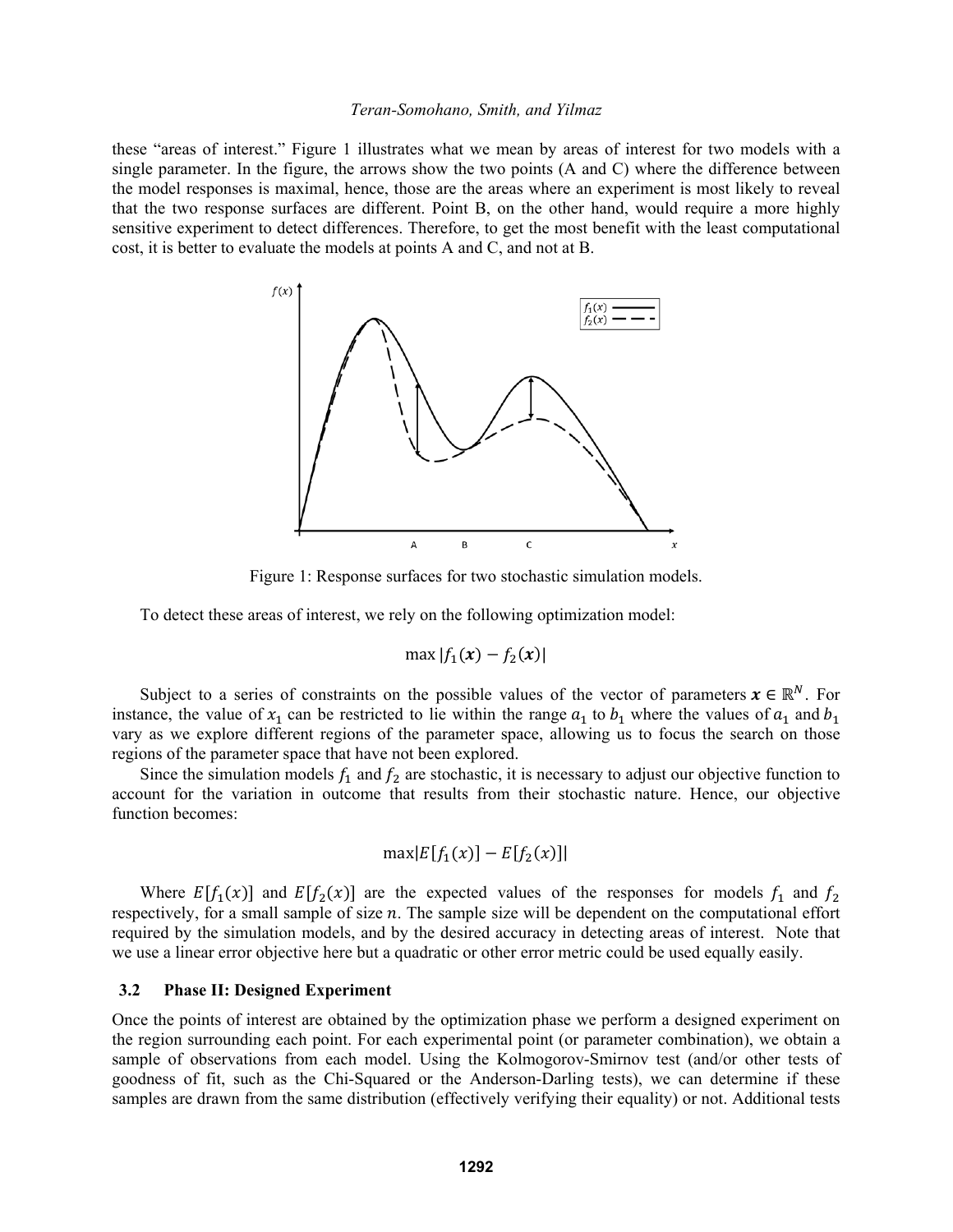these "areas of interest." Figure 1 illustrates what we mean by areas of interest for two models with a single parameter. In the figure, the arrows show the two points (A and C) where the difference between the model responses is maximal, hence, those are the areas where an experiment is most likely to reveal that the two response surfaces are different. Point B, on the other hand, would require a more highly sensitive experiment to detect differences. Therefore, to get the most benefit with the least computational cost, it is better to evaluate the models at points A and C, and not at B.

Figure 1: Response surfaces for two stochastic simulation models.

To detect these areas of interest, we rely on the following optimization model:

$$\max |f_1(\boldsymbol{x}) - f_2(\boldsymbol{x})|$$

Subject to a series of constraints on the possible values of the vector of parameters $\boldsymbol{x} \in \mathbb{R}^N$. For instance, the value of $x_1$ can be restricted to lie within the range $a_1$ to $b_1$ where the values of $a_1$ and $b_1$ vary as we explore different regions of the parameter space, allowing us to focus the search on those regions of the parameter space that have not been explored.

Since the simulation models $f_1$ and $f_2$ are stochastic, it is necessary to adjust our objective function to account for the variation in outcome that results from their stochastic nature. Hence, our objective function becomes:

$$\max|E[f_1(x)] - E[f_2(x)]|$$

Where $E[f_1(x)]$ and $E[f_2(x)]$ are the expected values of the responses for models $f_1$ and $f_2$ respectively, for a small sample of size $n$. The sample size will be dependent on the computational effort required by the simulation models, and by the desired accuracy in detecting areas of interest. Note that we use a linear error objective here but a quadratic or other error metric could be used equally easily.

### 3.2 Phase II: Designed Experiment

Once the points of interest are obtained by the optimization phase we perform a designed experiment on the region surrounding each point. For each experimental point (or parameter combination), we obtain a sample of observations from each model. Using the Kolmogorov-Smirnov test (and/or other tests of goodness of fit, such as the Chi-Squared or the Anderson-Darling tests), we can determine if these samples are drawn from the same distribution (effectively verifying their equality) or not. Additional tests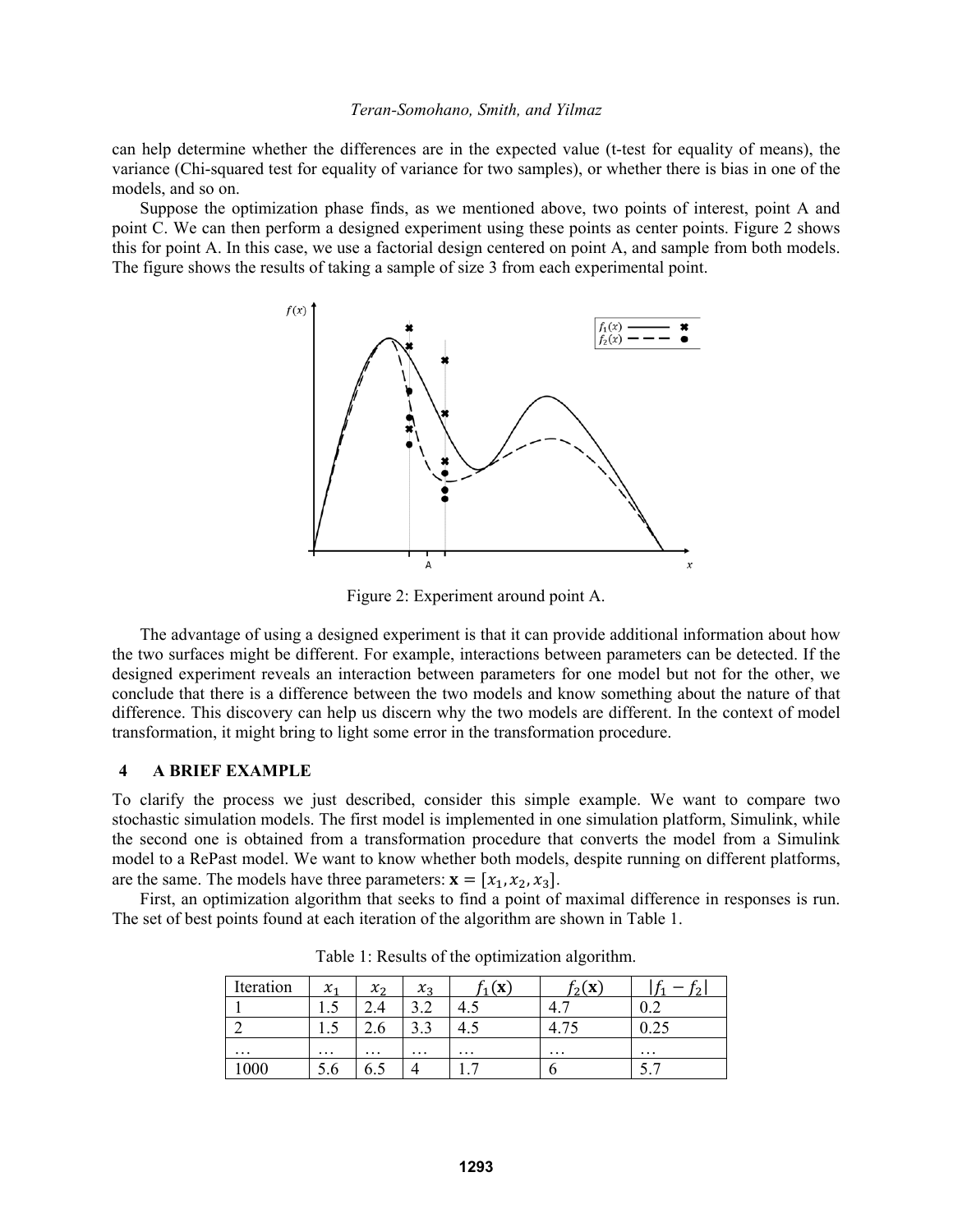can help determine whether the differences are in the expected value (t-test for equality of means), the variance (Chi-squared test for equality of variance for two samples), or whether there is bias in one of the models, and so on.

Suppose the optimization phase finds, as we mentioned above, two points of interest, point A and point C. We can then perform a designed experiment using these points as center points. Figure 2 shows this for point A. In this case, we use a factorial design centered on point A, and sample from both models. The figure shows the results of taking a sample of size 3 from each experimental point.

Figure 2: Experiment around point A.

The advantage of using a designed experiment is that it can provide additional information about how the two surfaces might be different. For example, interactions between parameters can be detected. If the designed experiment reveals an interaction between parameters for one model but not for the other, we conclude that there is a difference between the two models and know something about the nature of that difference. This discovery can help us discern why the two models are different. In the context of model transformation, it might bring to light some error in the transformation procedure.

## 4 A BRIEF EXAMPLE

To clarify the process we just described, consider this simple example. We want to compare two stochastic simulation models. The first model is implemented in one simulation platform, Simulink, while the second one is obtained from a transformation procedure that converts the model from a Simulink model to a RePast model. We want to know whether both models, despite running on different platforms, are the same. The models have three parameters: $\mathbf{x} = [x_1, x_2, x_3]$.

First, an optimization algorithm that seeks to find a point of maximal difference in responses is run. The set of best points found at each iteration of the algorithm are shown in Table 1.

Table 1: Results of the optimization algorithm.

| Iteration | $x_1$ | $x_2$ | $x_3$ | $f_1(\mathbf{x})$ | $f_2(\mathbf{x})$ | $\lvert f_1 - f_2 \rvert$ |
|---|---|---|---|---|---|---|
| 1 | 1.5 | 2.4 | 3.2 | 4.5 | 4.7 | 0.2 |
| 2 | 1.5 | 2.6 | 3.3 | 4.5 | 4.75 | 0.25 |
| … | … | … | … | … | … | … |
| 1000 | 5.6 | 6.5 | 4 | 1.7 | 6 | 5.7 |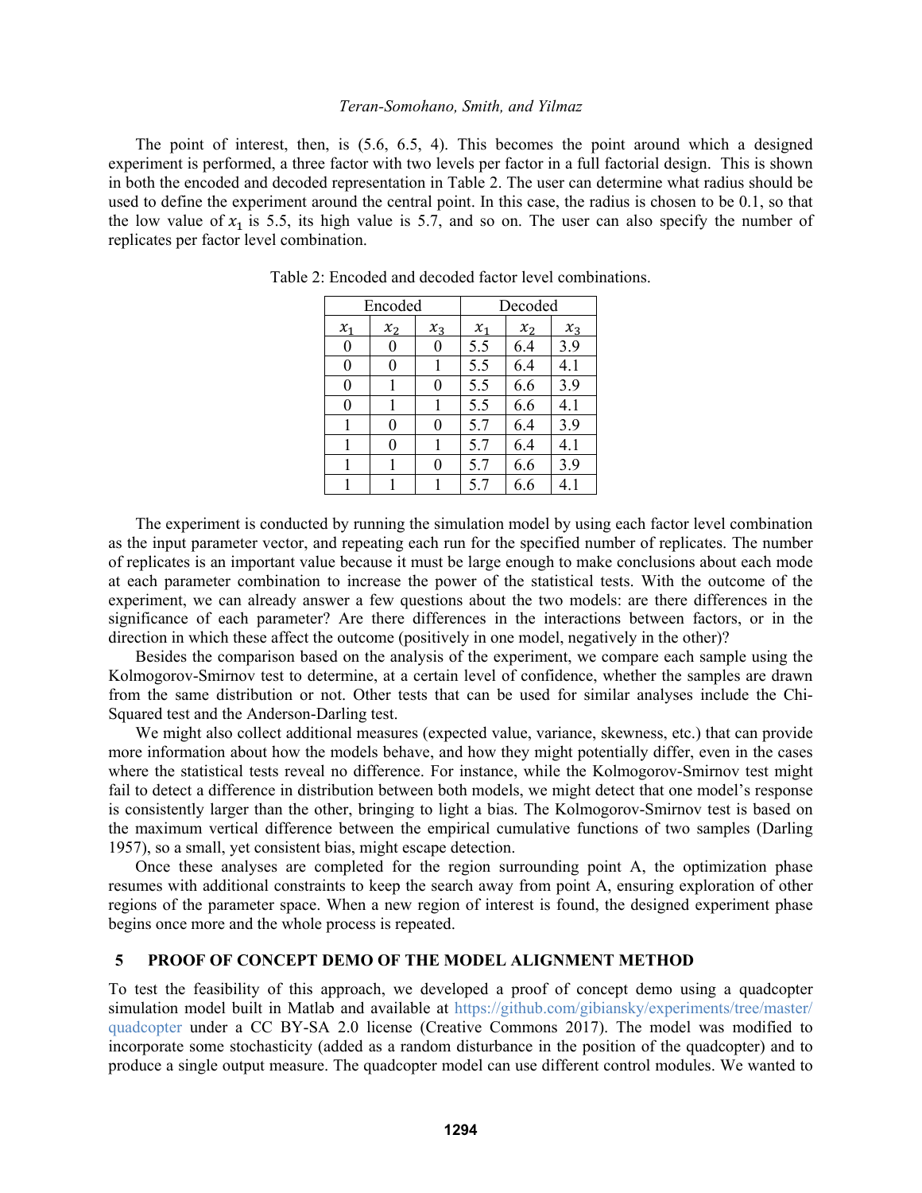The point of interest, then, is (5.6, 6.5, 4). This becomes the point around which a designed experiment is performed, a three factor with two levels per factor in a full factorial design. This is shown in both the encoded and decoded representation in Table 2. The user can determine what radius should be used to define the experiment around the central point. In this case, the radius is chosen to be 0.1, so that the low value of $x_1$ is 5.5, its high value is 5.7, and so on. The user can also specify the number of replicates per factor level combination.

Table 2: Encoded and decoded factor level combinations.

| Encoded | | | Decoded | | |
|---|---|---|---|---|---|
| $x_1$ | $x_2$ | $x_3$ | $x_1$ | $x_2$ | $x_3$ |
| 0 | 0 | 0 | 5.5 | 6.4 | 3.9 |
| 0 | 0 | 1 | 5.5 | 6.4 | 4.1 |
| 0 | 1 | 0 | 5.5 | 6.6 | 3.9 |
| 0 | 1 | 1 | 5.5 | 6.6 | 4.1 |
| 1 | 0 | 0 | 5.7 | 6.4 | 3.9 |
| 1 | 0 | 1 | 5.7 | 6.4 | 4.1 |
| 1 | 1 | 0 | 5.7 | 6.6 | 3.9 |
| 1 | 1 | 1 | 5.7 | 6.6 | 4.1 |

The experiment is conducted by running the simulation model by using each factor level combination as the input parameter vector, and repeating each run for the specified number of replicates. The number of replicates is an important value because it must be large enough to make conclusions about each mode at each parameter combination to increase the power of the statistical tests. With the outcome of the experiment, we can already answer a few questions about the two models: are there differences in the significance of each parameter? Are there differences in the interactions between factors, or in the direction in which these affect the outcome (positively in one model, negatively in the other)?

Besides the comparison based on the analysis of the experiment, we compare each sample using the Kolmogorov-Smirnov test to determine, at a certain level of confidence, whether the samples are drawn from the same distribution or not. Other tests that can be used for similar analyses include the Chi-Squared test and the Anderson-Darling test.

We might also collect additional measures (expected value, variance, skewness, etc.) that can provide more information about how the models behave, and how they might potentially differ, even in the cases where the statistical tests reveal no difference. For instance, while the Kolmogorov-Smirnov test might fail to detect a difference in distribution between both models, we might detect that one model's response is consistently larger than the other, bringing to light a bias. The Kolmogorov-Smirnov test is based on the maximum vertical difference between the empirical cumulative functions of two samples (Darling 1957), so a small, yet consistent bias, might escape detection.

Once these analyses are completed for the region surrounding point A, the optimization phase resumes with additional constraints to keep the search away from point A, ensuring exploration of other regions of the parameter space. When a new region of interest is found, the designed experiment phase begins once more and the whole process is repeated.

## 5 PROOF OF CONCEPT DEMO OF THE MODEL ALIGNMENT METHOD

To test the feasibility of this approach, we developed a proof of concept demo using a quadcopter simulation model built in Matlab and available at https://github.com/gibiansky/experiments/tree/master/quadcopter under a CC BY-SA 2.0 license (Creative Commons 2017). The model was modified to incorporate some stochasticity (added as a random disturbance in the position of the quadcopter) and to produce a single output measure. The quadcopter model can use different control modules. We wanted to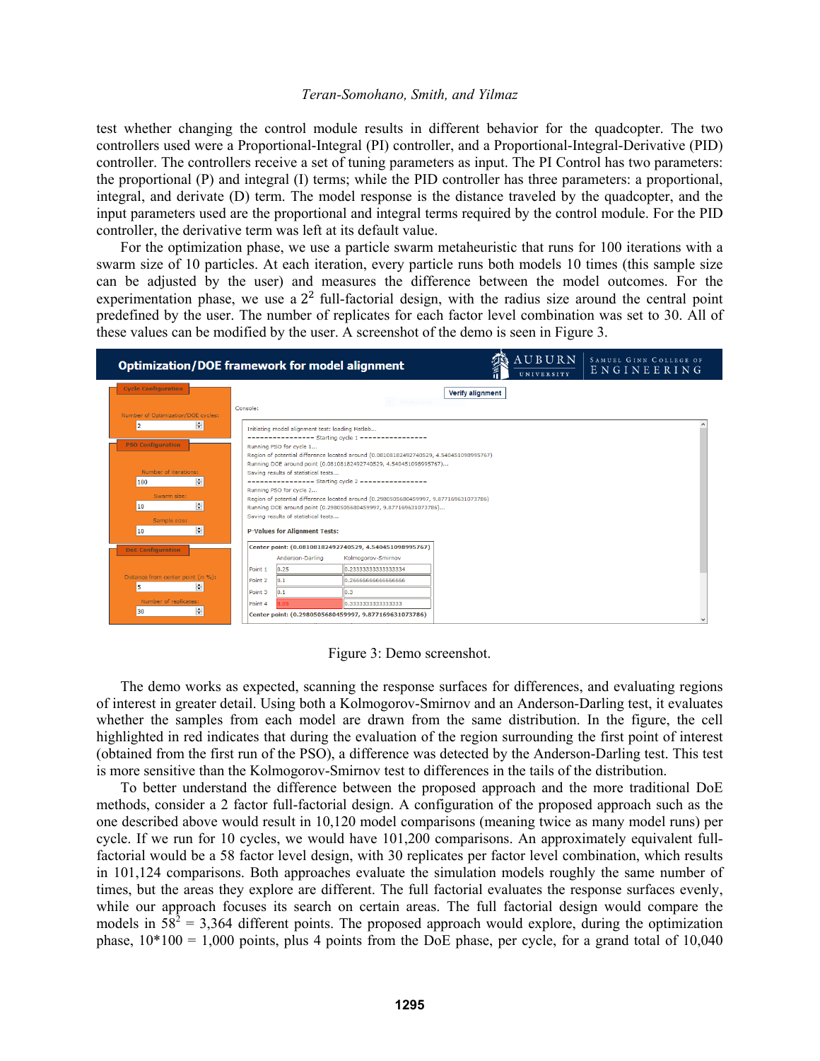test whether changing the control module results in different behavior for the quadcopter. The two controllers used were a Proportional-Integral (PI) controller, and a Proportional-Integral-Derivative (PID) controller. The controllers receive a set of tuning parameters as input. The PI Control has two parameters: the proportional (P) and integral (I) terms; while the PID controller has three parameters: a proportional, integral, and derivate (D) term. The model response is the distance traveled by the quadcopter, and the input parameters used are the proportional and integral terms required by the control module. For the PID controller, the derivative term was left at its default value.

For the optimization phase, we use a particle swarm metaheuristic that runs for 100 iterations with a swarm size of 10 particles. At each iteration, every particle runs both models 10 times (this sample size can be adjusted by the user) and measures the difference between the model outcomes. For the experimentation phase, we use a $2^2$ full-factorial design, with the radius size around the central point predefined by the user. The number of replicates for each factor level combination was set to 30. All of these values can be modified by the user. A screenshot of the demo is seen in Figure 3.

Figure 3: Demo screenshot.

The demo works as expected, scanning the response surfaces for differences, and evaluating regions of interest in greater detail. Using both a Kolmogorov-Smirnov and an Anderson-Darling test, it evaluates whether the samples from each model are drawn from the same distribution. In the figure, the cell highlighted in red indicates that during the evaluation of the region surrounding the first point of interest (obtained from the first run of the PSO), a difference was detected by the Anderson-Darling test. This test is more sensitive than the Kolmogorov-Smirnov test to differences in the tails of the distribution.

To better understand the difference between the proposed approach and the more traditional DoE methods, consider a 2 factor full-factorial design. A configuration of the proposed approach such as the one described above would result in 10,120 model comparisons (meaning twice as many model runs) per cycle. If we run for 10 cycles, we would have 101,200 comparisons. An approximately equivalent full-factorial would be a 58 factor level design, with 30 replicates per factor level combination, which results in 101,124 comparisons. Both approaches evaluate the simulation models roughly the same number of times, but the areas they explore are different. The full factorial evaluates the response surfaces evenly, while our approach focuses its search on certain areas. The full factorial design would compare the models in $58^2$ = 3,364 different points. The proposed approach would explore, during the optimization phase, 10*100 = 1,000 points, plus 4 points from the DoE phase, per cycle, for a grand total of 10,040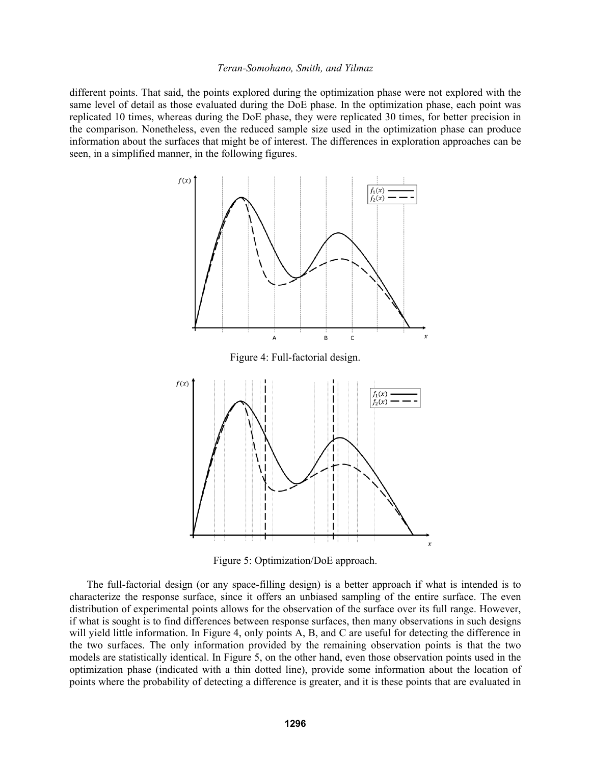different points. That said, the points explored during the optimization phase were not explored with the same level of detail as those evaluated during the DoE phase. In the optimization phase, each point was replicated 10 times, whereas during the DoE phase, they were replicated 30 times, for better precision in the comparison. Nonetheless, even the reduced sample size used in the optimization phase can produce information about the surfaces that might be of interest. The differences in exploration approaches can be seen, in a simplified manner, in the following figures.

Figure 4: Full-factorial design.

Figure 5: Optimization/DoE approach.

The full-factorial design (or any space-filling design) is a better approach if what is intended is to characterize the response surface, since it offers an unbiased sampling of the entire surface. The even distribution of experimental points allows for the observation of the surface over its full range. However, if what is sought is to find differences between response surfaces, then many observations in such designs will yield little information. In Figure 4, only points A, B, and C are useful for detecting the difference in the two surfaces. The only information provided by the remaining observation points is that the two models are statistically identical. In Figure 5, on the other hand, even those observation points used in the optimization phase (indicated with a thin dotted line), provide some information about the location of points where the probability of detecting a difference is greater, and it is these points that are evaluated in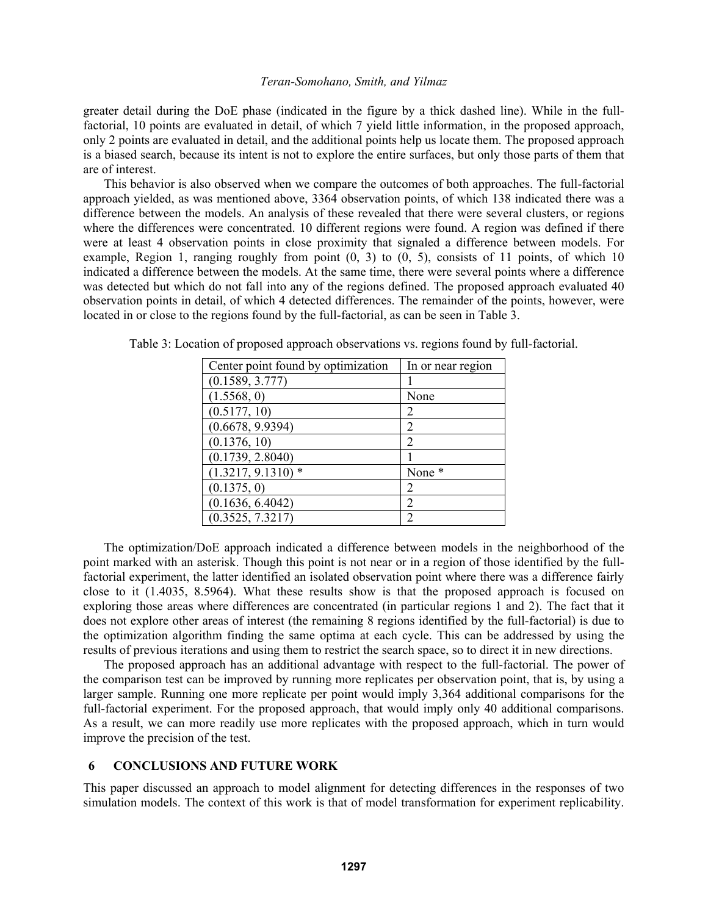greater detail during the DoE phase (indicated in the figure by a thick dashed line). While in the full-factorial, 10 points are evaluated in detail, of which 7 yield little information, in the proposed approach, only 2 points are evaluated in detail, and the additional points help us locate them. The proposed approach is a biased search, because its intent is not to explore the entire surfaces, but only those parts of them that are of interest.

This behavior is also observed when we compare the outcomes of both approaches. The full-factorial approach yielded, as was mentioned above, 3364 observation points, of which 138 indicated there was a difference between the models. An analysis of these revealed that there were several clusters, or regions where the differences were concentrated. 10 different regions were found. A region was defined if there were at least 4 observation points in close proximity that signaled a difference between models. For example, Region 1, ranging roughly from point (0, 3) to (0, 5), consists of 11 points, of which 10 indicated a difference between the models. At the same time, there were several points where a difference was detected but which do not fall into any of the regions defined. The proposed approach evaluated 40 observation points in detail, of which 4 detected differences. The remainder of the points, however, were located in or close to the regions found by the full-factorial, as can be seen in Table 3.

Table 3: Location of proposed approach observations vs. regions found by full-factorial.

| Center point found by optimization | In or near region |
|---|---|
| (0.1589, 3.777) | 1 |
| (1.5568, 0) | None |
| (0.5177, 10) | 2 |
| (0.6678, 9.9394) | 2 |
| (0.1376, 10) | 2 |
| (0.1739, 2.8040) | 1 |
| (1.3217, 9.1310) * | None * |
| (0.1375, 0) | 2 |
| (0.1636, 6.4042) | 2 |
| (0.3525, 7.3217) | 2 |

The optimization/DoE approach indicated a difference between models in the neighborhood of the point marked with an asterisk. Though this point is not near or in a region of those identified by the full-factorial experiment, the latter identified an isolated observation point where there was a difference fairly close to it (1.4035, 8.5964). What these results show is that the proposed approach is focused on exploring those areas where differences are concentrated (in particular regions 1 and 2). The fact that it does not explore other areas of interest (the remaining 8 regions identified by the full-factorial) is due to the optimization algorithm finding the same optima at each cycle. This can be addressed by using the results of previous iterations and using them to restrict the search space, so to direct it in new directions.

The proposed approach has an additional advantage with respect to the full-factorial. The power of the comparison test can be improved by running more replicates per observation point, that is, by using a larger sample. Running one more replicate per point would imply 3,364 additional comparisons for the full-factorial experiment. For the proposed approach, that would imply only 40 additional comparisons. As a result, we can more readily use more replicates with the proposed approach, which in turn would improve the precision of the test.

## 6 CONCLUSIONS AND FUTURE WORK

This paper discussed an approach to model alignment for detecting differences in the responses of two simulation models. The context of this work is that of model transformation for experiment replicability.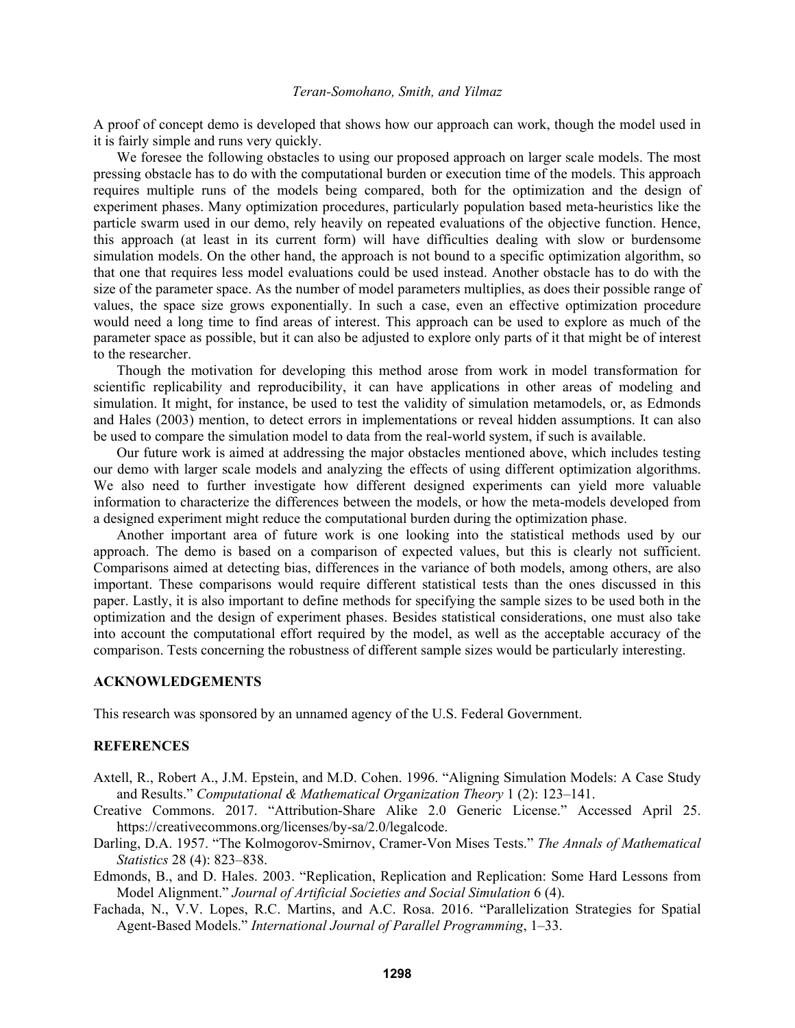A proof of concept demo is developed that shows how our approach can work, though the model used in it is fairly simple and runs very quickly.

We foresee the following obstacles to using our proposed approach on larger scale models. The most pressing obstacle has to do with the computational burden or execution time of the models. This approach requires multiple runs of the models being compared, both for the optimization and the design of experiment phases. Many optimization procedures, particularly population based meta-heuristics like the particle swarm used in our demo, rely heavily on repeated evaluations of the objective function. Hence, this approach (at least in its current form) will have difficulties dealing with slow or burdensome simulation models. On the other hand, the approach is not bound to a specific optimization algorithm, so that one that requires less model evaluations could be used instead. Another obstacle has to do with the size of the parameter space. As the number of model parameters multiplies, as does their possible range of values, the space size grows exponentially. In such a case, even an effective optimization procedure would need a long time to find areas of interest. This approach can be used to explore as much of the parameter space as possible, but it can also be adjusted to explore only parts of it that might be of interest to the researcher.

Though the motivation for developing this method arose from work in model transformation for scientific replicability and reproducibility, it can have applications in other areas of modeling and simulation. It might, for instance, be used to test the validity of simulation metamodels, or, as Edmonds and Hales (2003) mention, to detect errors in implementations or reveal hidden assumptions. It can also be used to compare the simulation model to data from the real-world system, if such is available.

Our future work is aimed at addressing the major obstacles mentioned above, which includes testing our demo with larger scale models and analyzing the effects of using different optimization algorithms. We also need to further investigate how different designed experiments can yield more valuable information to characterize the differences between the models, or how the meta-models developed from a designed experiment might reduce the computational burden during the optimization phase.

Another important area of future work is one looking into the statistical methods used by our approach. The demo is based on a comparison of expected values, but this is clearly not sufficient. Comparisons aimed at detecting bias, differences in the variance of both models, among others, are also important. These comparisons would require different statistical tests than the ones discussed in this paper. Lastly, it is also important to define methods for specifying the sample sizes to be used both in the optimization and the design of experiment phases. Besides statistical considerations, one must also take into account the computational effort required by the model, as well as the acceptable accuracy of the comparison. Tests concerning the robustness of different sample sizes would be particularly interesting.

## ACKNOWLEDGEMENTS

This research was sponsored by an unnamed agency of the U.S. Federal Government.

## REFERENCES

Axtell, R., Robert A., J.M. Epstein, and M.D. Cohen. 1996. "Aligning Simulation Models: A Case Study and Results." *Computational & Mathematical Organization Theory* 1 (2): 123–141.

Creative Commons. 2017. "Attribution-Share Alike 2.0 Generic License." Accessed April 25. https://creativecommons.org/licenses/by-sa/2.0/legalcode.

Darling, D.A. 1957. "The Kolmogorov-Smirnov, Cramer-Von Mises Tests." *The Annals of Mathematical Statistics* 28 (4): 823–838.

Edmonds, B., and D. Hales. 2003. "Replication, Replication and Replication: Some Hard Lessons from Model Alignment." *Journal of Artificial Societies and Social Simulation* 6 (4).

Fachada, N., V.V. Lopes, R.C. Martins, and A.C. Rosa. 2016. "Parallelization Strategies for Spatial Agent-Based Models." *International Journal of Parallel Programming*, 1–33.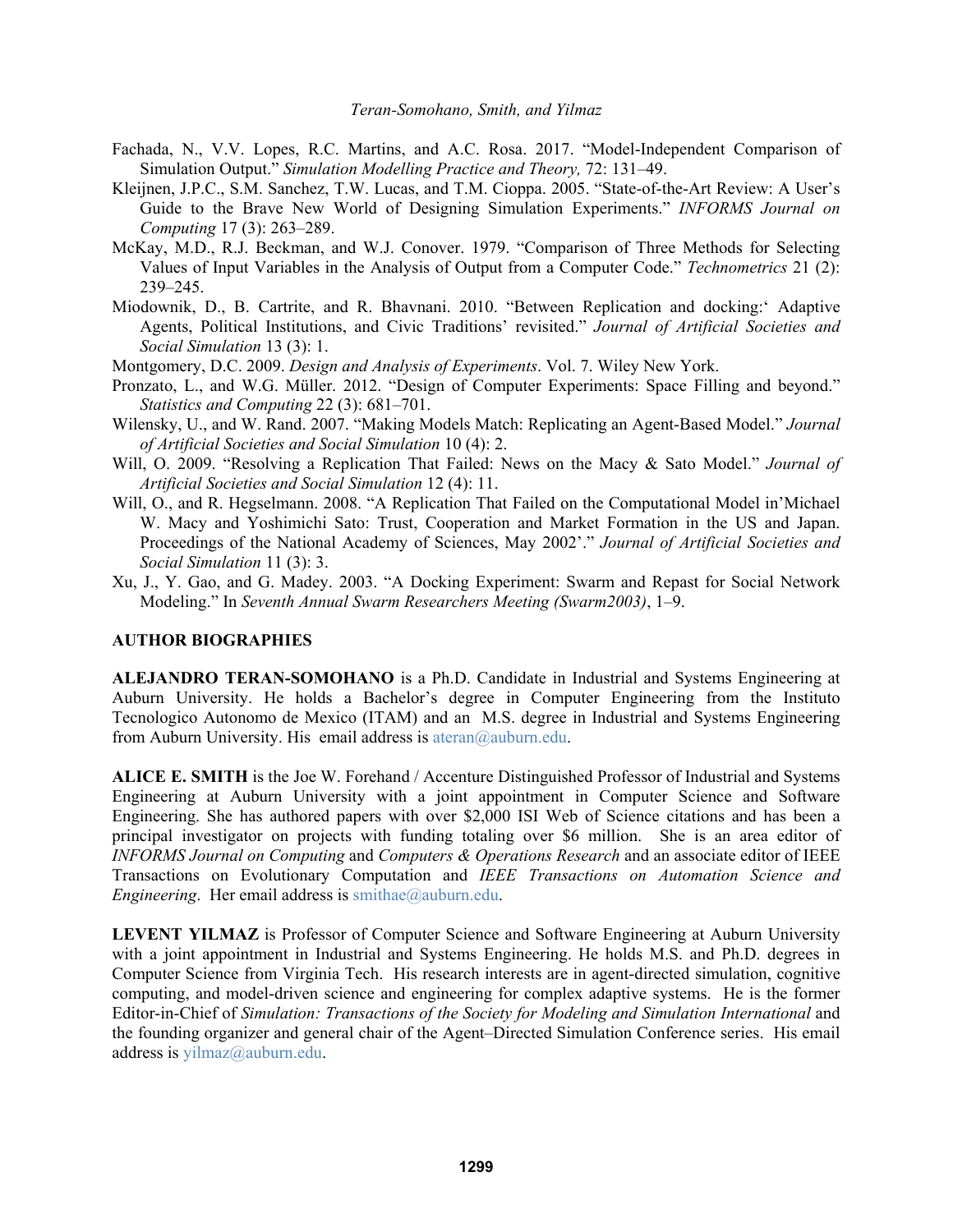Fachada, N., V.V. Lopes, R.C. Martins, and A.C. Rosa. 2017. "Model-Independent Comparison of Simulation Output." *Simulation Modelling Practice and Theory,* 72: 131–49.

Kleijnen, J.P.C., S.M. Sanchez, T.W. Lucas, and T.M. Cioppa. 2005. "State-of-the-Art Review: A User's Guide to the Brave New World of Designing Simulation Experiments." *INFORMS Journal on Computing* 17 (3): 263–289.

McKay, M.D., R.J. Beckman, and W.J. Conover. 1979. "Comparison of Three Methods for Selecting Values of Input Variables in the Analysis of Output from a Computer Code." *Technometrics* 21 (2): 239–245.

Miodownik, D., B. Cartrite, and R. Bhavnani. 2010. "Between Replication and docking:' Adaptive Agents, Political Institutions, and Civic Traditions' revisited." *Journal of Artificial Societies and Social Simulation* 13 (3): 1.

Montgomery, D.C. 2009. *Design and Analysis of Experiments*. Vol. 7. Wiley New York.

Pronzato, L., and W.G. Müller. 2012. "Design of Computer Experiments: Space Filling and beyond." *Statistics and Computing* 22 (3): 681–701.

Wilensky, U., and W. Rand. 2007. "Making Models Match: Replicating an Agent-Based Model." *Journal of Artificial Societies and Social Simulation* 10 (4): 2.

Will, O. 2009. "Resolving a Replication That Failed: News on the Macy & Sato Model." *Journal of Artificial Societies and Social Simulation* 12 (4): 11.

Will, O., and R. Hegselmann. 2008. "A Replication That Failed on the Computational Model in'Michael W. Macy and Yoshimichi Sato: Trust, Cooperation and Market Formation in the US and Japan. Proceedings of the National Academy of Sciences, May 2002'." *Journal of Artificial Societies and Social Simulation* 11 (3): 3.

Xu, J., Y. Gao, and G. Madey. 2003. "A Docking Experiment: Swarm and Repast for Social Network Modeling." In *Seventh Annual Swarm Researchers Meeting (Swarm2003)*, 1–9.

## AUTHOR BIOGRAPHIES

**ALEJANDRO TERAN-SOMOHANO** is a Ph.D. Candidate in Industrial and Systems Engineering at Auburn University. He holds a Bachelor's degree in Computer Engineering from the Instituto Tecnologico Autonomo de Mexico (ITAM) and an M.S. degree in Industrial and Systems Engineering from Auburn University. His email address is ateran@auburn.edu.

**ALICE E. SMITH** is the Joe W. Forehand / Accenture Distinguished Professor of Industrial and Systems Engineering at Auburn University with a joint appointment in Computer Science and Software Engineering. She has authored papers with over $2,000 ISI Web of Science citations and has been a principal investigator on projects with funding totaling over $6 million. She is an area editor of *INFORMS Journal on Computing* and *Computers & Operations Research* and an associate editor of IEEE Transactions on Evolutionary Computation and *IEEE Transactions on Automation Science and Engineering*. Her email address is smithae@auburn.edu.

**LEVENT YILMAZ** is Professor of Computer Science and Software Engineering at Auburn University with a joint appointment in Industrial and Systems Engineering. He holds M.S. and Ph.D. degrees in Computer Science from Virginia Tech. His research interests are in agent-directed simulation, cognitive computing, and model-driven science and engineering for complex adaptive systems. He is the former Editor-in-Chief of *Simulation: Transactions of the Society for Modeling and Simulation International* and the founding organizer and general chair of the Agent–Directed Simulation Conference series. His email address is yilmaz@auburn.edu.